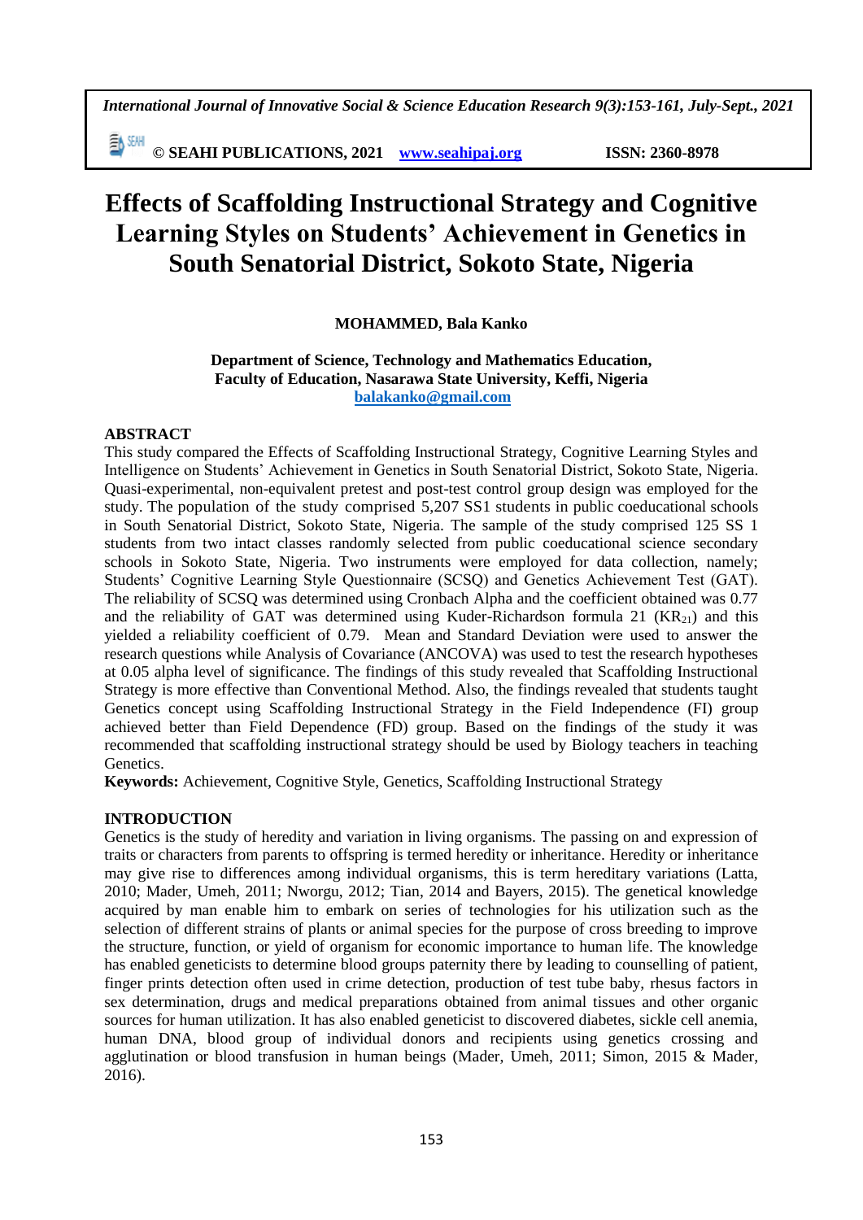# Effects of Scaffolding Instructional Strategy and Cognitive Learning Styles on Students' Achievement in Genetics in South Senatorial District, Sokoto State, Nigeria

**MOHAMMED, Bala Kanko**

**Department of Science, Technology and Mathematics Education,**
**Faculty of Education, Nasarawa State University, Keffi, Nigeria**
**balakanko@gmail.com**

## ABSTRACT

This study compared the Effects of Scaffolding Instructional Strategy, Cognitive Learning Styles and Intelligence on Students' Achievement in Genetics in South Senatorial District, Sokoto State, Nigeria. Quasi-experimental, non-equivalent pretest and post-test control group design was employed for the study. The population of the study comprised 5,207 SS1 students in public coeducational schools in South Senatorial District, Sokoto State, Nigeria. The sample of the study comprised 125 SS 1 students from two intact classes randomly selected from public coeducational science secondary schools in Sokoto State, Nigeria. Two instruments were employed for data collection, namely; Students' Cognitive Learning Style Questionnaire (SCSQ) and Genetics Achievement Test (GAT). The reliability of SCSQ was determined using Cronbach Alpha and the coefficient obtained was 0.77 and the reliability of GAT was determined using Kuder-Richardson formula 21 ($KR_{21}$) and this yielded a reliability coefficient of 0.79. Mean and Standard Deviation were used to answer the research questions while Analysis of Covariance (ANCOVA) was used to test the research hypotheses at 0.05 alpha level of significance. The findings of this study revealed that Scaffolding Instructional Strategy is more effective than Conventional Method. Also, the findings revealed that students taught Genetics concept using Scaffolding Instructional Strategy in the Field Independence (FI) group achieved better than Field Dependence (FD) group. Based on the findings of the study it was recommended that scaffolding instructional strategy should be used by Biology teachers in teaching Genetics.

**Keywords:** Achievement, Cognitive Style, Genetics, Scaffolding Instructional Strategy

## INTRODUCTION

Genetics is the study of heredity and variation in living organisms. The passing on and expression of traits or characters from parents to offspring is termed heredity or inheritance. Heredity or inheritance may give rise to differences among individual organisms, this is term hereditary variations (Latta, 2010; Mader, Umeh, 2011; Nworgu, 2012; Tian, 2014 and Bayers, 2015). The genetical knowledge acquired by man enable him to embark on series of technologies for his utilization such as the selection of different strains of plants or animal species for the purpose of cross breeding to improve the structure, function, or yield of organism for economic importance to human life. The knowledge has enabled geneticists to determine blood groups paternity there by leading to counselling of patient, finger prints detection often used in crime detection, production of test tube baby, rhesus factors in sex determination, drugs and medical preparations obtained from animal tissues and other organic sources for human utilization. It has also enabled geneticist to discovered diabetes, sickle cell anemia, human DNA, blood group of individual donors and recipients using genetics crossing and agglutination or blood transfusion in human beings (Mader, Umeh, 2011; Simon, 2015 & Mader, 2016).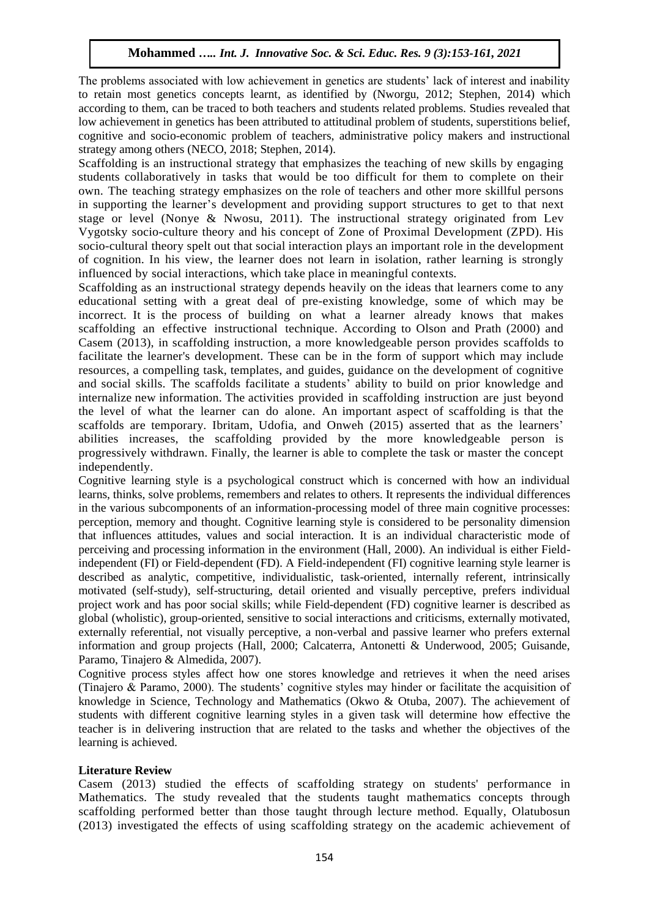The problems associated with low achievement in genetics are students' lack of interest and inability to retain most genetics concepts learnt, as identified by (Nworgu, 2012; Stephen, 2014) which according to them, can be traced to both teachers and students related problems. Studies revealed that low achievement in genetics has been attributed to attitudinal problem of students, superstitions belief, cognitive and socio-economic problem of teachers, administrative policy makers and instructional strategy among others (NECO, 2018; Stephen, 2014).

Scaffolding is an instructional strategy that emphasizes the teaching of new skills by engaging students collaboratively in tasks that would be too difficult for them to complete on their own. The teaching strategy emphasizes on the role of teachers and other more skillful persons in supporting the learner's development and providing support structures to get to that next stage or level (Nonye & Nwosu, 2011). The instructional strategy originated from Lev Vygotsky socio-culture theory and his concept of Zone of Proximal Development (ZPD). His socio-cultural theory spelt out that social interaction plays an important role in the development of cognition. In his view, the learner does not learn in isolation, rather learning is strongly influenced by social interactions, which take place in meaningful contexts.

Scaffolding as an instructional strategy depends heavily on the ideas that learners come to any educational setting with a great deal of pre-existing knowledge, some of which may be incorrect. It is the process of building on what a learner already knows that makes scaffolding an effective instructional technique. According to Olson and Prath (2000) and Casem (2013), in scaffolding instruction, a more knowledgeable person provides scaffolds to facilitate the learner's development. These can be in the form of support which may include resources, a compelling task, templates, and guides, guidance on the development of cognitive and social skills. The scaffolds facilitate a students' ability to build on prior knowledge and internalize new information. The activities provided in scaffolding instruction are just beyond the level of what the learner can do alone. An important aspect of scaffolding is that the scaffolds are temporary. Ibritam, Udofia, and Onweh (2015) asserted that as the learners' abilities increases, the scaffolding provided by the more knowledgeable person is progressively withdrawn. Finally, the learner is able to complete the task or master the concept independently.

Cognitive learning style is a psychological construct which is concerned with how an individual learns, thinks, solve problems, remembers and relates to others. It represents the individual differences in the various subcomponents of an information-processing model of three main cognitive processes: perception, memory and thought. Cognitive learning style is considered to be personality dimension that influences attitudes, values and social interaction. It is an individual characteristic mode of perceiving and processing information in the environment (Hall, 2000). An individual is either Field-independent (FI) or Field-dependent (FD). A Field-independent (FI) cognitive learning style learner is described as analytic, competitive, individualistic, task-oriented, internally referent, intrinsically motivated (self-study), self-structuring, detail oriented and visually perceptive, prefers individual project work and has poor social skills; while Field-dependent (FD) cognitive learner is described as global (wholistic), group-oriented, sensitive to social interactions and criticisms, externally motivated, externally referential, not visually perceptive, a non-verbal and passive learner who prefers external information and group projects (Hall, 2000; Calcaterra, Antonetti & Underwood, 2005; Guisande, Paramo, Tinajero & Almedida, 2007).

Cognitive process styles affect how one stores knowledge and retrieves it when the need arises (Tinajero & Paramo, 2000). The students' cognitive styles may hinder or facilitate the acquisition of knowledge in Science, Technology and Mathematics (Okwo & Otuba, 2007). The achievement of students with different cognitive learning styles in a given task will determine how effective the teacher is in delivering instruction that are related to the tasks and whether the objectives of the learning is achieved.

## Literature Review

Casem (2013) studied the effects of scaffolding strategy on students' performance in Mathematics. The study revealed that the students taught mathematics concepts through scaffolding performed better than those taught through lecture method. Equally, Olatubosun (2013) investigated the effects of using scaffolding strategy on the academic achievement of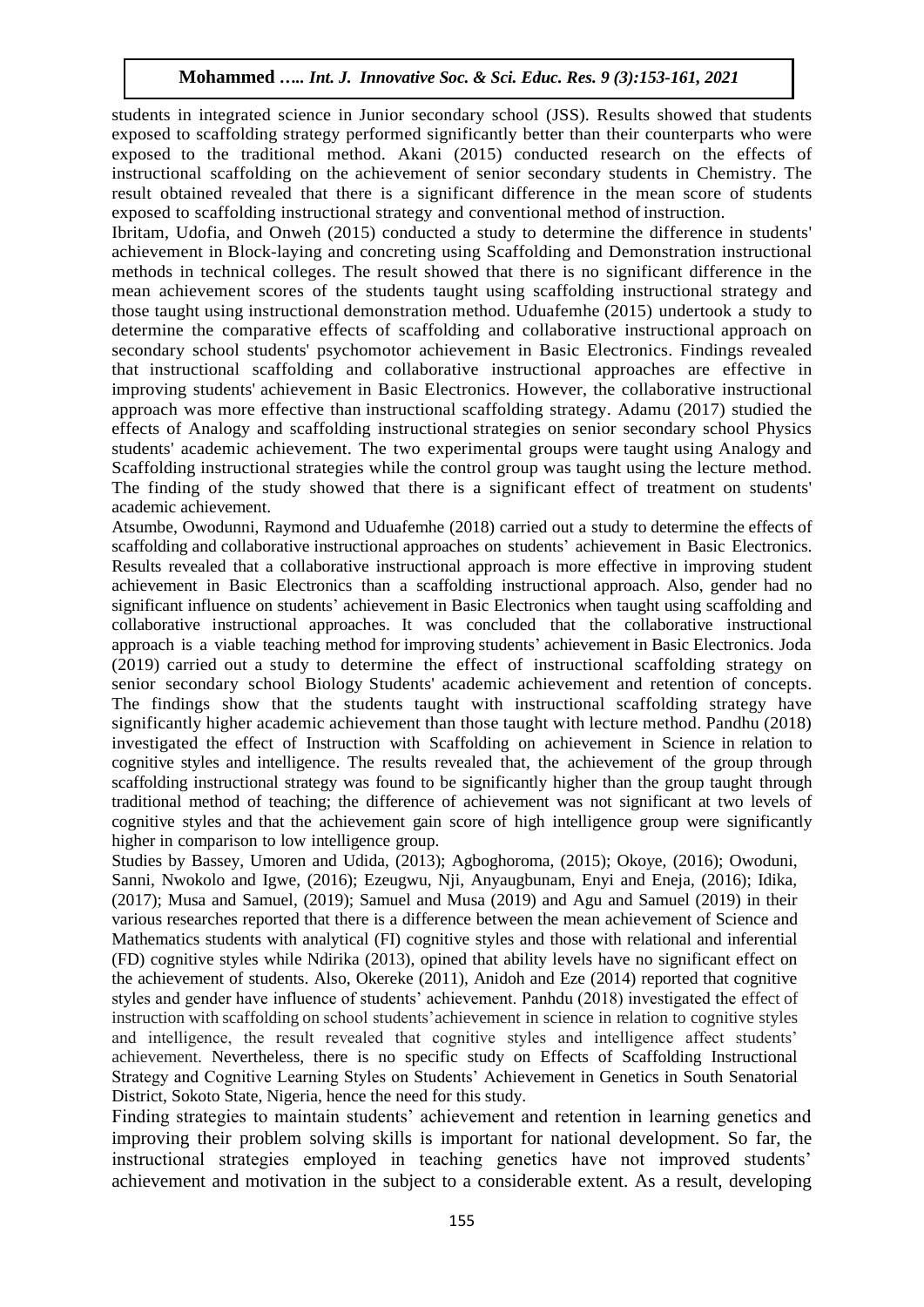students in integrated science in Junior secondary school (JSS). Results showed that students exposed to scaffolding strategy performed significantly better than their counterparts who were exposed to the traditional method. Akani (2015) conducted research on the effects of instructional scaffolding on the achievement of senior secondary students in Chemistry. The result obtained revealed that there is a significant difference in the mean score of students exposed to scaffolding instructional strategy and conventional method of instruction.

Ibritam, Udofia, and Onweh (2015) conducted a study to determine the difference in students' achievement in Block-laying and concreting using Scaffolding and Demonstration instructional methods in technical colleges. The result showed that there is no significant difference in the mean achievement scores of the students taught using scaffolding instructional strategy and those taught using instructional demonstration method. Uduafemhe (2015) undertook a study to determine the comparative effects of scaffolding and collaborative instructional approach on secondary school students' psychomotor achievement in Basic Electronics. Findings revealed that instructional scaffolding and collaborative instructional approaches are effective in improving students' achievement in Basic Electronics. However, the collaborative instructional approach was more effective than instructional scaffolding strategy. Adamu (2017) studied the effects of Analogy and scaffolding instructional strategies on senior secondary school Physics students' academic achievement. The two experimental groups were taught using Analogy and Scaffolding instructional strategies while the control group was taught using the lecture method. The finding of the study showed that there is a significant effect of treatment on students' academic achievement.

Atsumbe, Owodunni, Raymond and Uduafemhe (2018) carried out a study to determine the effects of scaffolding and collaborative instructional approaches on students' achievement in Basic Electronics. Results revealed that a collaborative instructional approach is more effective in improving student achievement in Basic Electronics than a scaffolding instructional approach. Also, gender had no significant influence on students' achievement in Basic Electronics when taught using scaffolding and collaborative instructional approaches. It was concluded that the collaborative instructional approach is a viable teaching method for improving students' achievement in Basic Electronics. Joda (2019) carried out a study to determine the effect of instructional scaffolding strategy on senior secondary school Biology Students' academic achievement and retention of concepts. The findings show that the students taught with instructional scaffolding strategy have significantly higher academic achievement than those taught with lecture method. Pandhu (2018) investigated the effect of Instruction with Scaffolding on achievement in Science in relation to cognitive styles and intelligence. The results revealed that, the achievement of the group through scaffolding instructional strategy was found to be significantly higher than the group taught through traditional method of teaching; the difference of achievement was not significant at two levels of cognitive styles and that the achievement gain score of high intelligence group were significantly higher in comparison to low intelligence group.

Studies by Bassey, Umoren and Udida, (2013); Agboghoroma, (2015); Okoye, (2016); Owoduni, Sanni, Nwokolo and Igwe, (2016); Ezeugwu, Nji, Anyaugbunam, Enyi and Eneja, (2016); Idika, (2017); Musa and Samuel, (2019); Samuel and Musa (2019) and Agu and Samuel (2019) in their various researches reported that there is a difference between the mean achievement of Science and Mathematics students with analytical (FI) cognitive styles and those with relational and inferential (FD) cognitive styles while Ndirika (2013), opined that ability levels have no significant effect on the achievement of students. Also, Okereke (2011), Anidoh and Eze (2014) reported that cognitive styles and gender have influence of students' achievement. Panhdu (2018) investigated the effect of instruction with scaffolding on school students' achievement in science in relation to cognitive styles and intelligence, the result revealed that cognitive styles and intelligence affect students' achievement. Nevertheless, there is no specific study on Effects of Scaffolding Instructional Strategy and Cognitive Learning Styles on Students' Achievement in Genetics in South Senatorial District, Sokoto State, Nigeria, hence the need for this study.

Finding strategies to maintain students' achievement and retention in learning genetics and improving their problem solving skills is important for national development. So far, the instructional strategies employed in teaching genetics have not improved students' achievement and motivation in the subject to a considerable extent. As a result, developing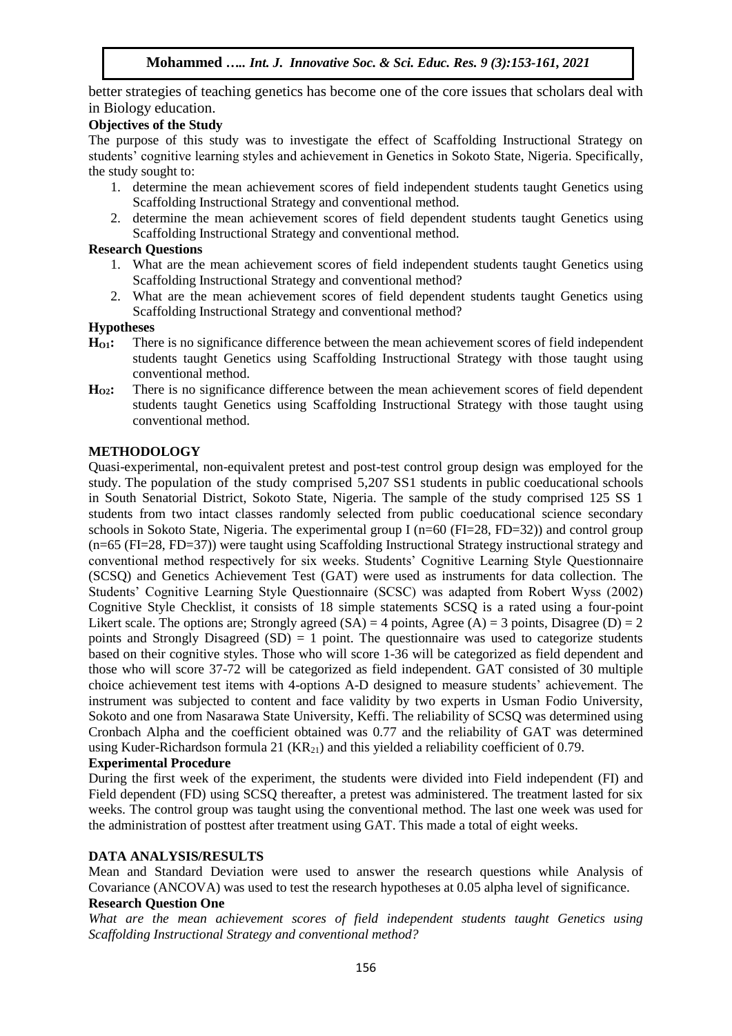better strategies of teaching genetics has become one of the core issues that scholars deal with in Biology education.

**Objectives of the Study**

The purpose of this study was to investigate the effect of Scaffolding Instructional Strategy on students' cognitive learning styles and achievement in Genetics in Sokoto State, Nigeria. Specifically, the study sought to:

1. determine the mean achievement scores of field independent students taught Genetics using Scaffolding Instructional Strategy and conventional method.
2. determine the mean achievement scores of field dependent students taught Genetics using Scaffolding Instructional Strategy and conventional method.

**Research Questions**

1. What are the mean achievement scores of field independent students taught Genetics using Scaffolding Instructional Strategy and conventional method?
2. What are the mean achievement scores of field dependent students taught Genetics using Scaffolding Instructional Strategy and conventional method?

**Hypotheses**

**$H_{O1}$:** There is no significance difference between the mean achievement scores of field independent students taught Genetics using Scaffolding Instructional Strategy with those taught using conventional method.

**$H_{O2}$:** There is no significance difference between the mean achievement scores of field dependent students taught Genetics using Scaffolding Instructional Strategy with those taught using conventional method.

## METHODOLOGY

Quasi-experimental, non-equivalent pretest and post-test control group design was employed for the study. The population of the study comprised 5,207 SS1 students in public coeducational schools in South Senatorial District, Sokoto State, Nigeria. The sample of the study comprised 125 SS 1 students from two intact classes randomly selected from public coeducational science secondary schools in Sokoto State, Nigeria. The experimental group I (n=60 (FI=28, FD=32)) and control group (n=65 (FI=28, FD=37)) were taught using Scaffolding Instructional Strategy instructional strategy and conventional method respectively for six weeks. Students' Cognitive Learning Style Questionnaire (SCSQ) and Genetics Achievement Test (GAT) were used as instruments for data collection. The Students' Cognitive Learning Style Questionnaire (SCSC) was adapted from Robert Wyss (2002) Cognitive Style Checklist, it consists of 18 simple statements SCSQ is a rated using a four-point Likert scale. The options are; Strongly agreed (SA) = 4 points, Agree (A) = 3 points, Disagree (D) = 2 points and Strongly Disagreed (SD) = 1 point. The questionnaire was used to categorize students based on their cognitive styles. Those who will score 1-36 will be categorized as field dependent and those who will score 37-72 will be categorized as field independent. GAT consisted of 30 multiple choice achievement test items with 4-options A-D designed to measure students' achievement. The instrument was subjected to content and face validity by two experts in Usman Fodio University, Sokoto and one from Nasarawa State University, Keffi. The reliability of SCSQ was determined using Cronbach Alpha and the coefficient obtained was 0.77 and the reliability of GAT was determined using Kuder-Richardson formula 21 ($KR_{21}$) and this yielded a reliability coefficient of 0.79.

**Experimental Procedure**

During the first week of the experiment, the students were divided into Field independent (FI) and Field dependent (FD) using SCSQ thereafter, a pretest was administered. The treatment lasted for six weeks. The control group was taught using the conventional method. The last one week was used for the administration of posttest after treatment using GAT. This made a total of eight weeks.

## DATA ANALYSIS/RESULTS

Mean and Standard Deviation were used to answer the research questions while Analysis of Covariance (ANCOVA) was used to test the research hypotheses at 0.05 alpha level of significance.

**Research Question One**

*What are the mean achievement scores of field independent students taught Genetics using Scaffolding Instructional Strategy and conventional method?*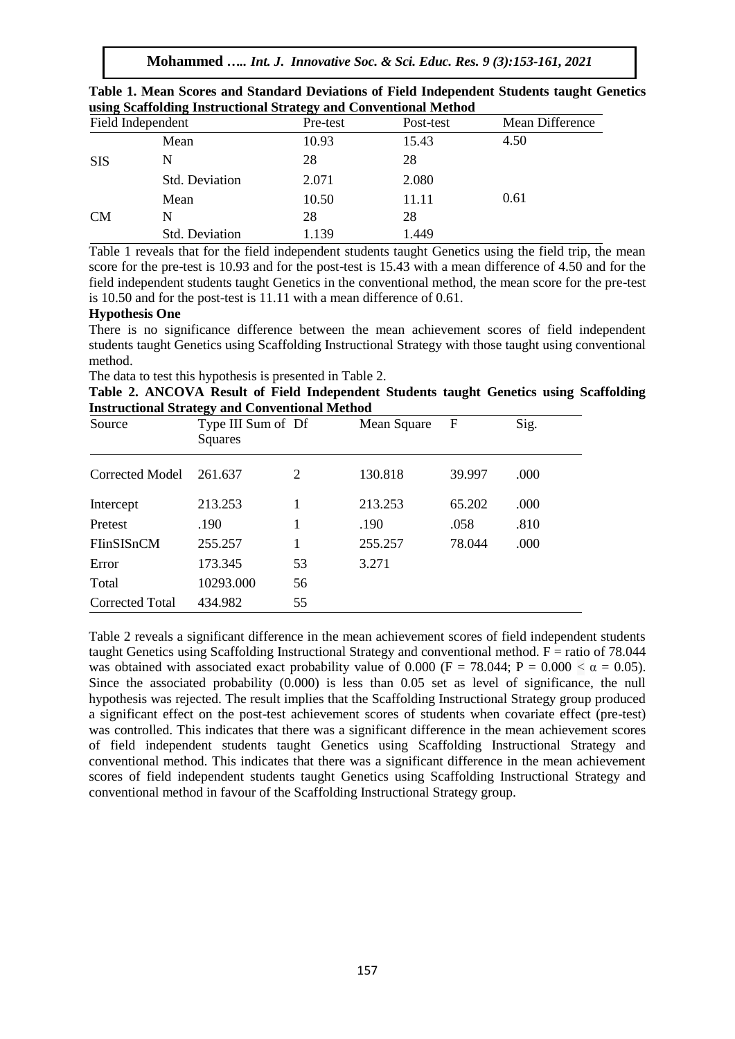**Table 1. Mean Scores and Standard Deviations of Field Independent Students taught Genetics using Scaffolding Instructional Strategy and Conventional Method**

| Field Independent | | Pre-test | Post-test | Mean Difference |
|---|---|---|---|---|
| SIS | Mean | 10.93 | 15.43 | 4.50 |
| | N | 28 | 28 | |
| | Std. Deviation | 2.071 | 2.080 | |
| CM | Mean | 10.50 | 11.11 | 0.61 |
| | N | 28 | 28 | |
| | Std. Deviation | 1.139 | 1.449 | |

Table 1 reveals that for the field independent students taught Genetics using the field trip, the mean score for the pre-test is 10.93 and for the post-test is 15.43 with a mean difference of 4.50 and for the field independent students taught Genetics in the conventional method, the mean score for the pre-test is 10.50 and for the post-test is 11.11 with a mean difference of 0.61.

**Hypothesis One**

There is no significance difference between the mean achievement scores of field independent students taught Genetics using Scaffolding Instructional Strategy with those taught using conventional method.

The data to test this hypothesis is presented in Table 2.

**Table 2. ANCOVA Result of Field Independent Students taught Genetics using Scaffolding Instructional Strategy and Conventional Method**

| Source | Type III Sum of Squares | Df | Mean Square | F | Sig. |
|---|---|---|---|---|---|
| Corrected Model | 261.637 | 2 | 130.818 | 39.997 | .000 |
| Intercept | 213.253 | 1 | 213.253 | 65.202 | .000 |
| Pretest | .190 | 1 | .190 | .058 | .810 |
| FIinSISnCM | 255.257 | 1 | 255.257 | 78.044 | .000 |
| Error | 173.345 | 53 | 3.271 | | |
| Total | 10293.000 | 56 | | | |
| Corrected Total | 434.982 | 55 | | | |

Table 2 reveals a significant difference in the mean achievement scores of field independent students taught Genetics using Scaffolding Instructional Strategy and conventional method. F = ratio of 78.044 was obtained with associated exact probability value of 0.000 ($F = 78.044$; $P = 0.000 < \alpha = 0.05$). Since the associated probability (0.000) is less than 0.05 set as level of significance, the null hypothesis was rejected. The result implies that the Scaffolding Instructional Strategy group produced a significant effect on the post-test achievement scores of students when covariate effect (pre-test) was controlled. This indicates that there was a significant difference in the mean achievement scores of field independent students taught Genetics using Scaffolding Instructional Strategy and conventional method. This indicates that there was a significant difference in the mean achievement scores of field independent students taught Genetics using Scaffolding Instructional Strategy and conventional method in favour of the Scaffolding Instructional Strategy group.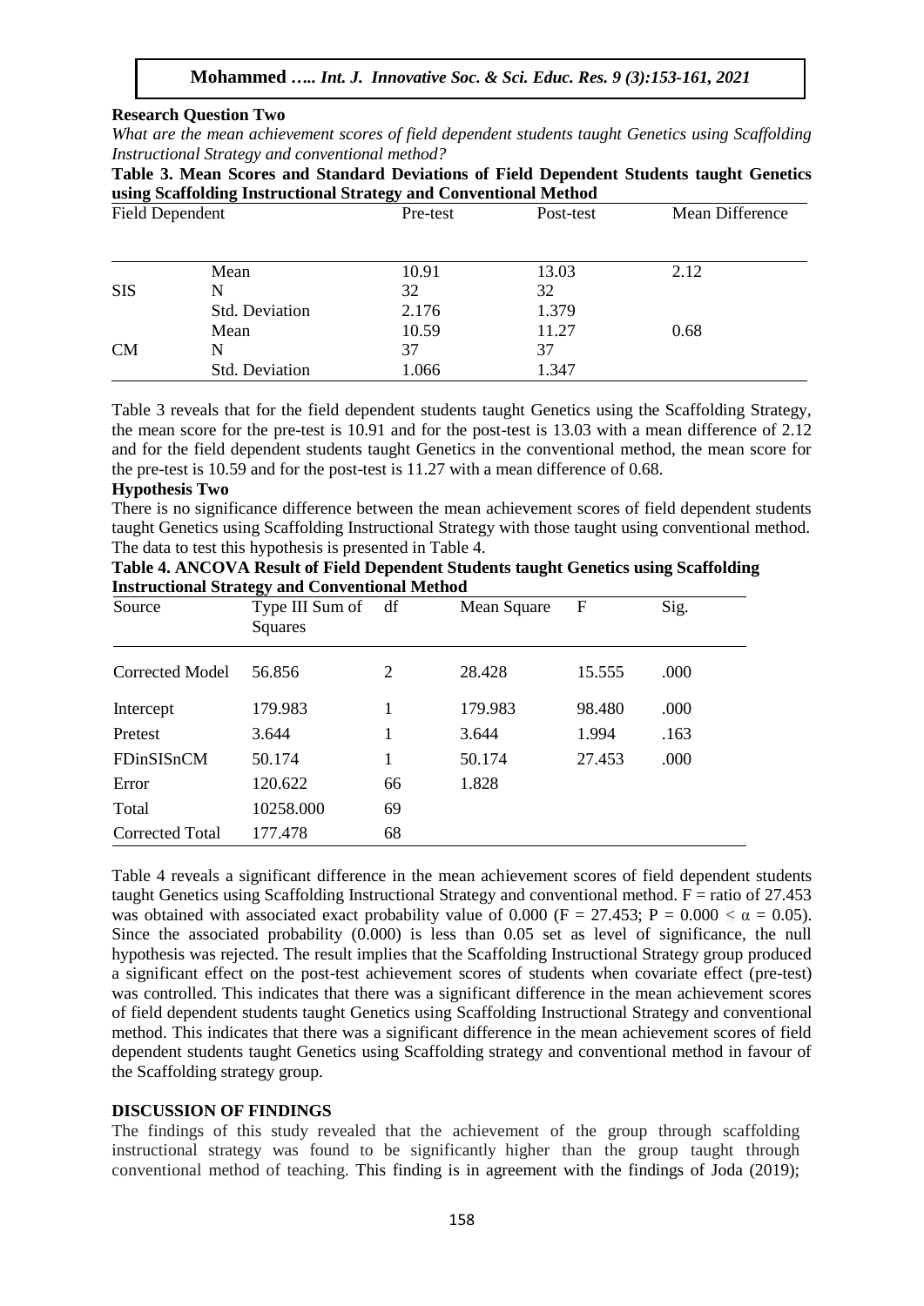**Research Question Two**

*What are the mean achievement scores of field dependent students taught Genetics using Scaffolding Instructional Strategy and conventional method?*

**Table 3. Mean Scores and Standard Deviations of Field Dependent Students taught Genetics using Scaffolding Instructional Strategy and Conventional Method**

| Field Dependent | | Pre-test | Post-test | Mean Difference |
|---|---|---|---|---|
| | Mean | 10.91 | 13.03 | 2.12 |
| SIS | N | 32 | 32 | |
| | Std. Deviation | 2.176 | 1.379 | |
| | Mean | 10.59 | 11.27 | 0.68 |
| CM | N | 37 | 37 | |
| | Std. Deviation | 1.066 | 1.347 | |

Table 3 reveals that for the field dependent students taught Genetics using the Scaffolding Strategy, the mean score for the pre-test is 10.91 and for the post-test is 13.03 with a mean difference of 2.12 and for the field dependent students taught Genetics in the conventional method, the mean score for the pre-test is 10.59 and for the post-test is 11.27 with a mean difference of 0.68.

**Hypothesis Two**

There is no significance difference between the mean achievement scores of field dependent students taught Genetics using Scaffolding Instructional Strategy with those taught using conventional method. The data to test this hypothesis is presented in Table 4.

**Table 4. ANCOVA Result of Field Dependent Students taught Genetics using Scaffolding Instructional Strategy and Conventional Method**

| Source | Type III Sum of Squares | df | Mean Square | F | Sig. |
|---|---|---|---|---|---|
| Corrected Model | 56.856 | 2 | 28.428 | 15.555 | .000 |
| Intercept | 179.983 | 1 | 179.983 | 98.480 | .000 |
| Pretest | 3.644 | 1 | 3.644 | 1.994 | .163 |
| FDinSISnCM | 50.174 | 1 | 50.174 | 27.453 | .000 |
| Error | 120.622 | 66 | 1.828 | | |
| Total | 10258.000 | 69 | | | |
| Corrected Total | 177.478 | 68 | | | |

Table 4 reveals a significant difference in the mean achievement scores of field dependent students taught Genetics using Scaffolding Instructional Strategy and conventional method. F = ratio of 27.453 was obtained with associated exact probability value of 0.000 ($F = 27.453$; $P = 0.000 < \alpha = 0.05$). Since the associated probability (0.000) is less than 0.05 set as level of significance, the null hypothesis was rejected. The result implies that the Scaffolding Instructional Strategy group produced a significant effect on the post-test achievement scores of students when covariate effect (pre-test) was controlled. This indicates that there was a significant difference in the mean achievement scores of field dependent students taught Genetics using Scaffolding Instructional Strategy and conventional method. This indicates that there was a significant difference in the mean achievement scores of field dependent students taught Genetics using Scaffolding strategy and conventional method in favour of the Scaffolding strategy group.

## DISCUSSION OF FINDINGS

The findings of this study revealed that the achievement of the group through scaffolding instructional strategy was found to be significantly higher than the group taught through conventional method of teaching. This finding is in agreement with the findings of Joda (2019);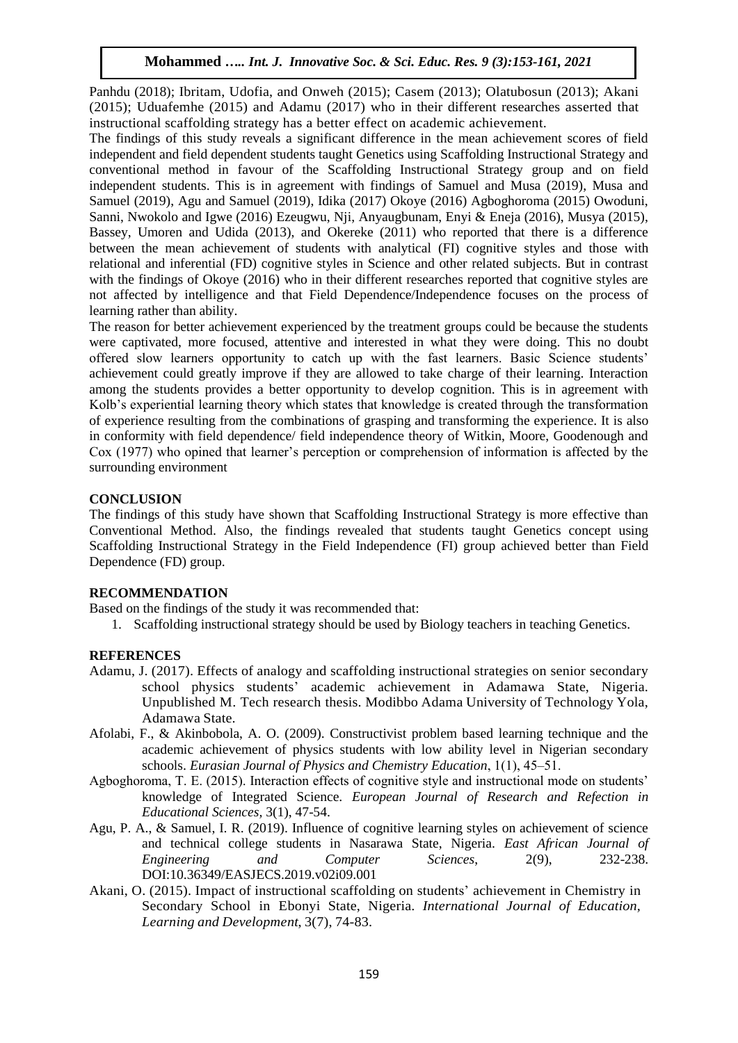Panhdu (2018); Ibritam, Udofia, and Onweh (2015); Casem (2013); Olatubosun (2013); Akani (2015); Uduafemhe (2015) and Adamu (2017) who in their different researches asserted that instructional scaffolding strategy has a better effect on academic achievement.

The findings of this study reveals a significant difference in the mean achievement scores of field independent and field dependent students taught Genetics using Scaffolding Instructional Strategy and conventional method in favour of the Scaffolding Instructional Strategy group and on field independent students. This is in agreement with findings of Samuel and Musa (2019), Musa and Samuel (2019), Agu and Samuel (2019), Idika (2017) Okoye (2016) Agboghoroma (2015) Owoduni, Sanni, Nwokolo and Igwe (2016) Ezeugwu, Nji, Anyaugbunam, Enyi & Eneja (2016), Musya (2015), Bassey, Umoren and Udida (2013), and Okereke (2011) who reported that there is a difference between the mean achievement of students with analytical (FI) cognitive styles and those with relational and inferential (FD) cognitive styles in Science and other related subjects. But in contrast with the findings of Okoye (2016) who in their different researches reported that cognitive styles are not affected by intelligence and that Field Dependence/Independence focuses on the process of learning rather than ability.

The reason for better achievement experienced by the treatment groups could be because the students were captivated, more focused, attentive and interested in what they were doing. This no doubt offered slow learners opportunity to catch up with the fast learners. Basic Science students' achievement could greatly improve if they are allowed to take charge of their learning. Interaction among the students provides a better opportunity to develop cognition. This is in agreement with Kolb's experiential learning theory which states that knowledge is created through the transformation of experience resulting from the combinations of grasping and transforming the experience. It is also in conformity with field dependence/ field independence theory of Witkin, Moore, Goodenough and Cox (1977) who opined that learner's perception or comprehension of information is affected by the surrounding environment

## CONCLUSION

The findings of this study have shown that Scaffolding Instructional Strategy is more effective than Conventional Method. Also, the findings revealed that students taught Genetics concept using Scaffolding Instructional Strategy in the Field Independence (FI) group achieved better than Field Dependence (FD) group.

## RECOMMENDATION

Based on the findings of the study it was recommended that:

1. Scaffolding instructional strategy should be used by Biology teachers in teaching Genetics.

## REFERENCES

Adamu, J. (2017). Effects of analogy and scaffolding instructional strategies on senior secondary school physics students' academic achievement in Adamawa State, Nigeria. Unpublished M. Tech research thesis. Modibbo Adama University of Technology Yola, Adamawa State.

Afolabi, F., & Akinbobola, A. O. (2009). Constructivist problem based learning technique and the academic achievement of physics students with low ability level in Nigerian secondary schools. *Eurasian Journal of Physics and Chemistry Education*, 1(1), 45–51.

Agboghoroma, T. E. (2015). Interaction effects of cognitive style and instructional mode on students' knowledge of Integrated Science. *European Journal of Research and Refection in Educational Sciences,* 3(1), 47-54.

Agu, P. A., & Samuel, I. R. (2019). Influence of cognitive learning styles on achievement of science and technical college students in Nasarawa State, Nigeria. *East African Journal of Engineering and Computer Sciences*, 2(9), 232-238. DOI:10.36349/EASJECS.2019.v02i09.001

Akani, O. (2015). Impact of instructional scaffolding on students' achievement in Chemistry in Secondary School in Ebonyi State, Nigeria. *International Journal of Education, Learning and Development*, 3(7), 74-83.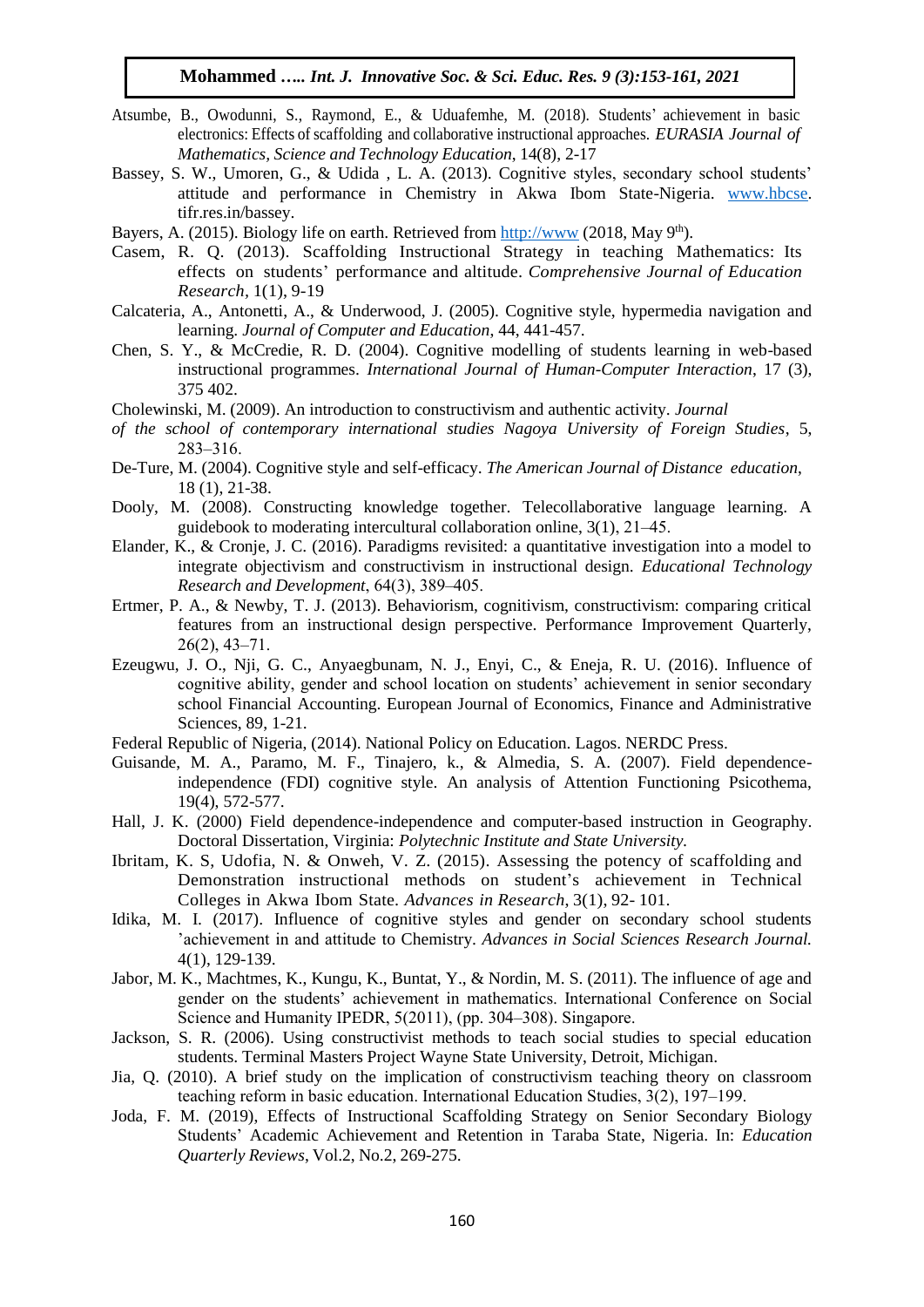Atsumbe, B., Owodunni, S., Raymond, E., & Uduafemhe, M. (2018). Students' achievement in basic electronics: Effects of scaffolding and collaborative instructional approaches. *EURASIA Journal of Mathematics, Science and Technology Education*, 14(8), 2-17

Bassey, S. W., Umoren, G., & Udida , L. A. (2013). Cognitive styles, secondary school students' attitude and performance in Chemistry in Akwa Ibom State-Nigeria. www.hbcse. tifr.res.in/bassey.

Bayers, A. (2015). Biology life on earth. Retrieved from http://www (2018, May 9th).

Casem, R. Q. (2013). Scaffolding Instructional Strategy in teaching Mathematics: Its effects on students' performance and altitude. *Comprehensive Journal of Education Research*, 1(1), 9-19

Calcateria, A., Antonetti, A., & Underwood, J. (2005). Cognitive style, hypermedia navigation and learning. *Journal of Computer and Education*, 44, 441-457.

Chen, S. Y., & McCredie, R. D. (2004). Cognitive modelling of students learning in web-based instructional programmes. *International Journal of Human-Computer Interaction*, 17 (3), 375 402.

Cholewinski, M. (2009). An introduction to constructivism and authentic activity. *Journal of the school of contemporary international studies Nagoya University of Foreign Studies*, 5, 283–316.

De-Ture, M. (2004). Cognitive style and self-efficacy. *The American Journal of Distance education*, 18 (1), 21-38.

Dooly, M. (2008). Constructing knowledge together. Telecollaborative language learning. A guidebook to moderating intercultural collaboration online, 3(1), 21–45.

Elander, K., & Cronje, J. C. (2016). Paradigms revisited: a quantitative investigation into a model to integrate objectivism and constructivism in instructional design. *Educational Technology Research and Development*, 64(3), 389–405.

Ertmer, P. A., & Newby, T. J. (2013). Behaviorism, cognitivism, constructivism: comparing critical features from an instructional design perspective. Performance Improvement Quarterly, 26(2), 43–71.

Ezeugwu, J. O., Nji, G. C., Anyaegbunam, N. J., Enyi, C., & Eneja, R. U. (2016). Influence of cognitive ability, gender and school location on students' achievement in senior secondary school Financial Accounting. European Journal of Economics, Finance and Administrative Sciences, 89, 1-21.

Federal Republic of Nigeria, (2014). National Policy on Education. Lagos. NERDC Press.

Guisande, M. A., Paramo, M. F., Tinajero, k., & Almedia, S. A. (2007). Field dependence-independence (FDI) cognitive style. An analysis of Attention Functioning Psicothema, 19(4), 572-577.

Hall, J. K. (2000) Field dependence-independence and computer-based instruction in Geography. Doctoral Dissertation, Virginia: *Polytechnic Institute and State University.*

Ibritam, K. S, Udofia, N. & Onweh, V. Z. (2015). Assessing the potency of scaffolding and Demonstration instructional methods on student's achievement in Technical Colleges in Akwa Ibom State. *Advances in Research*, 3(1), 92- 101.

Idika, M. I. (2017). Influence of cognitive styles and gender on secondary school students 'achievement in and attitude to Chemistry. *Advances in Social Sciences Research Journal.* 4(1), 129-139.

Jabor, M. K., Machtmes, K., Kungu, K., Buntat, Y., & Nordin, M. S. (2011). The influence of age and gender on the students' achievement in mathematics. International Conference on Social Science and Humanity IPEDR, 5(2011), (pp. 304–308). Singapore.

Jackson, S. R. (2006). Using constructivist methods to teach social studies to special education students. Terminal Masters Project Wayne State University, Detroit, Michigan.

Jia, Q. (2010). A brief study on the implication of constructivism teaching theory on classroom teaching reform in basic education. International Education Studies, 3(2), 197–199.

Joda, F. M. (2019), Effects of Instructional Scaffolding Strategy on Senior Secondary Biology Students' Academic Achievement and Retention in Taraba State, Nigeria. In: *Education Quarterly Reviews*, Vol.2, No.2, 269-275.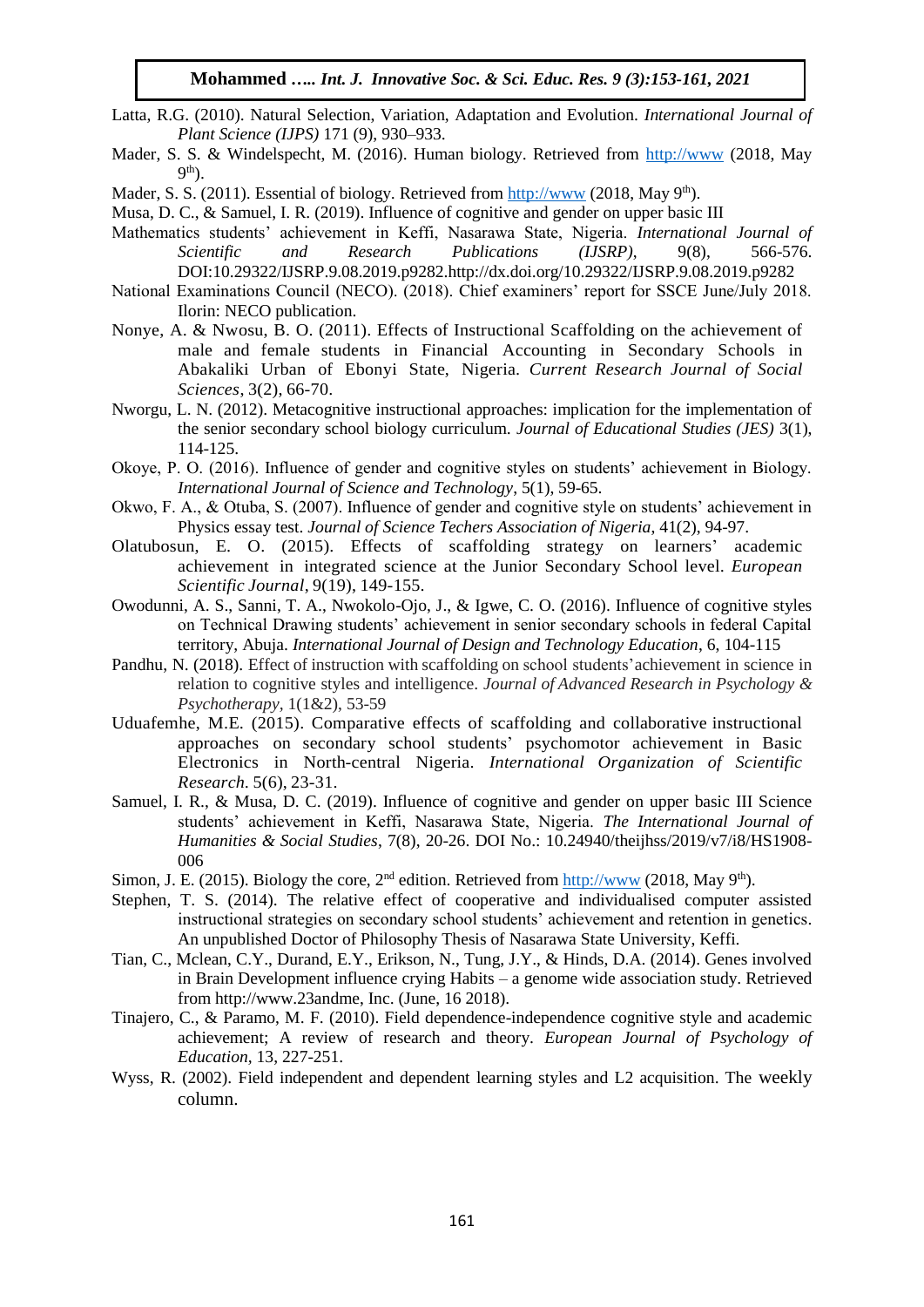Latta, R.G. (2010). Natural Selection, Variation, Adaptation and Evolution. *International Journal of Plant Science (IJPS)* 171 (9), 930–933.

Mader, S. S. & Windelspecht, M. (2016). Human biology. Retrieved from http://www (2018, May 9th).

Mader, S. S. (2011). Essential of biology. Retrieved from http://www (2018, May 9th).

Musa, D. C., & Samuel, I. R. (2019). Influence of cognitive and gender on upper basic III

Mathematics students' achievement in Keffi, Nasarawa State, Nigeria. *International Journal of Scientific and Research Publications (IJSRP)*, 9(8), 566-576. DOI:10.29322/IJSRP.9.08.2019.p9282.http://dx.doi.org/10.29322/IJSRP.9.08.2019.p9282

National Examinations Council (NECO). (2018). Chief examiners' report for SSCE June/July 2018. Ilorin: NECO publication.

Nonye, A. & Nwosu, B. O. (2011). Effects of Instructional Scaffolding on the achievement of male and female students in Financial Accounting in Secondary Schools in Abakaliki Urban of Ebonyi State, Nigeria. *Current Research Journal of Social Sciences*, 3(2), 66-70.

Nworgu, L. N. (2012). Metacognitive instructional approaches: implication for the implementation of the senior secondary school biology curriculum. *Journal of Educational Studies (JES)* 3(1), 114-125.

Okoye, P. O. (2016). Influence of gender and cognitive styles on students' achievement in Biology. *International Journal of Science and Technology*, 5(1), 59-65.

Okwo, F. A., & Otuba, S. (2007). Influence of gender and cognitive style on students' achievement in Physics essay test. *Journal of Science Techers Association of Nigeria*, 41(2), 94-97.

Olatubosun, E. O. (2015). Effects of scaffolding strategy on learners' academic achievement in integrated science at the Junior Secondary School level. *European Scientific Journal*, 9(19), 149-155.

Owodunni, A. S., Sanni, T. A., Nwokolo-Ojo, J., & Igwe, C. O. (2016). Influence of cognitive styles on Technical Drawing students' achievement in senior secondary schools in federal Capital territory, Abuja. *International Journal of Design and Technology Education*, 6, 104-115

Pandhu, N. (2018). Effect of instruction with scaffolding on school students' achievement in science in relation to cognitive styles and intelligence. *Journal of Advanced Research in Psychology & Psychotherapy*, 1(1&2), 53-59

Uduafemhe, M.E. (2015). Comparative effects of scaffolding and collaborative instructional approaches on secondary school students' psychomotor achievement in Basic Electronics in North-central Nigeria. *International Organization of Scientific Research*. 5(6), 23-31.

Samuel, I. R., & Musa, D. C. (2019). Influence of cognitive and gender on upper basic III Science students' achievement in Keffi, Nasarawa State, Nigeria. *The International Journal of Humanities & Social Studies*, 7(8), 20-26. DOI No.: 10.24940/theijhss/2019/v7/i8/HS1908-006

Simon, J. E. (2015). Biology the core, 2nd edition. Retrieved from http://www (2018, May 9th).

Stephen, T. S. (2014). The relative effect of cooperative and individualised computer assisted instructional strategies on secondary school students' achievement and retention in genetics. An unpublished Doctor of Philosophy Thesis of Nasarawa State University, Keffi.

Tian, C., Mclean, C.Y., Durand, E.Y., Erikson, N., Tung, J.Y., & Hinds, D.A. (2014). Genes involved in Brain Development influence crying Habits – a genome wide association study. Retrieved from http://www.23andme, Inc. (June, 16 2018).

Tinajero, C., & Paramo, M. F. (2010). Field dependence-independence cognitive style and academic achievement; A review of research and theory. *European Journal of Psychology of Education*, 13, 227-251.

Wyss, R. (2002). Field independent and dependent learning styles and L2 acquisition. The weekly column.